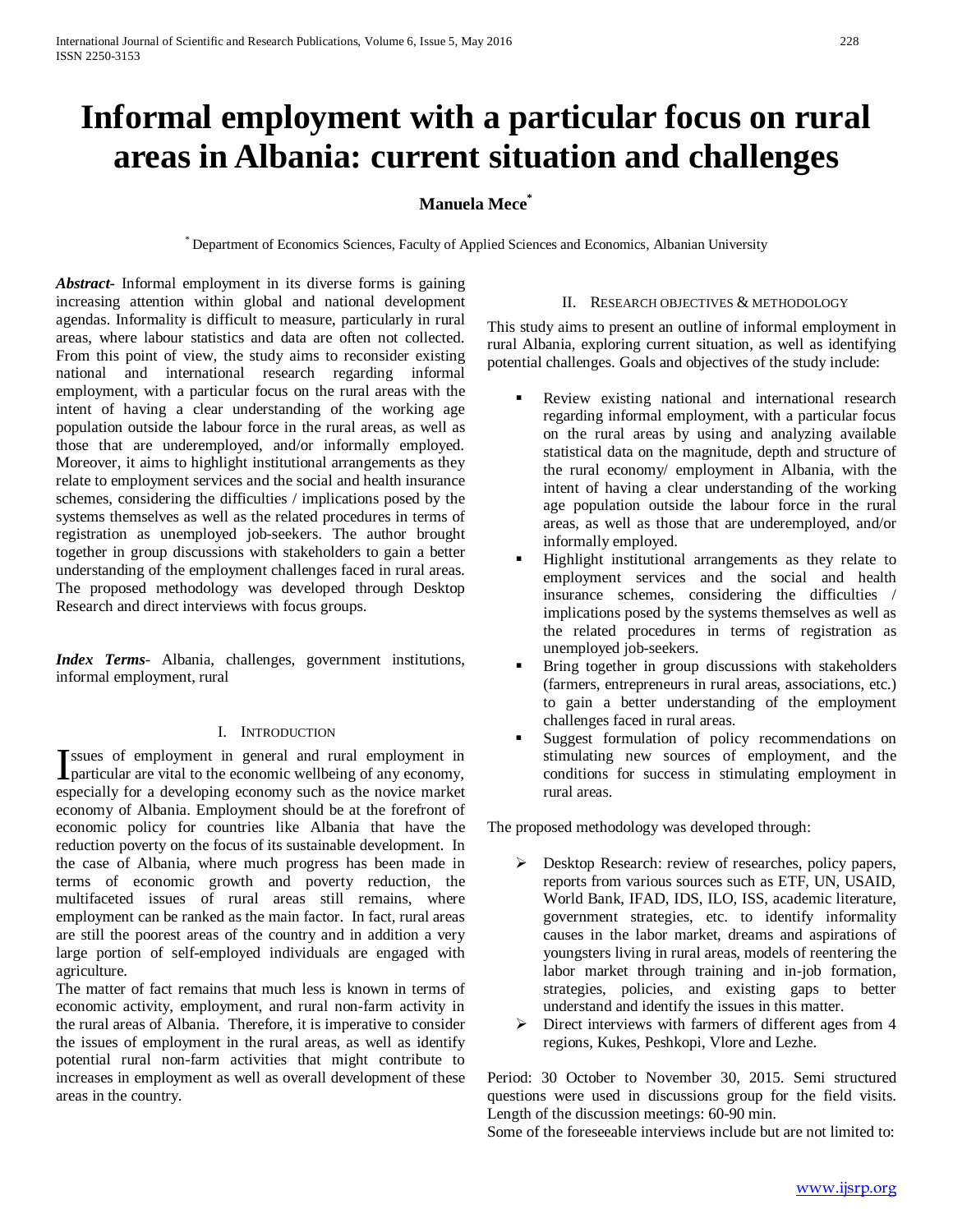# Informal employment with a particular focus on rural areas in Albania: current situation and challenges

**Manuela Mece[*]**

[*] Department of Economics Sciences, Faculty of Applied Sciences and Economics, Albanian University

***Abstract*-** Informal employment in its diverse forms is gaining increasing attention within global and national development agendas. Informality is difficult to measure, particularly in rural areas, where labour statistics and data are often not collected. From this point of view, the study aims to reconsider existing national and international research regarding informal employment, with a particular focus on the rural areas with the intent of having a clear understanding of the working age population outside the labour force in the rural areas, as well as those that are underemployed, and/or informally employed. Moreover, it aims to highlight institutional arrangements as they relate to employment services and the social and health insurance schemes, considering the difficulties / implications posed by the systems themselves as well as the related procedures in terms of registration as unemployed job-seekers. The author brought together in group discussions with stakeholders to gain a better understanding of the employment challenges faced in rural areas. The proposed methodology was developed through Desktop Research and direct interviews with focus groups.

***Index Terms*-** Albania, challenges, government institutions, informal employment, rural

## I. Introduction

Issues of employment in general and rural employment in particular are vital to the economic wellbeing of any economy, especially for a developing economy such as the novice market economy of Albania. Employment should be at the forefront of economic policy for countries like Albania that have the reduction poverty on the focus of its sustainable development. In the case of Albania, where much progress has been made in terms of economic growth and poverty reduction, the multifaceted issues of rural areas still remains, where employment can be ranked as the main factor. In fact, rural areas are still the poorest areas of the country and in addition a very large portion of self-employed individuals are engaged with agriculture.

The matter of fact remains that much less is known in terms of economic activity, employment, and rural non-farm activity in the rural areas of Albania. Therefore, it is imperative to consider the issues of employment in the rural areas, as well as identify potential rural non-farm activities that might contribute to increases in employment as well as overall development of these areas in the country.

## II. Research objectives & methodology

This study aims to present an outline of informal employment in rural Albania, exploring current situation, as well as identifying potential challenges. Goals and objectives of the study include:

- Review existing national and international research regarding informal employment, with a particular focus on the rural areas by using and analyzing available statistical data on the magnitude, depth and structure of the rural economy/ employment in Albania, with the intent of having a clear understanding of the working age population outside the labour force in the rural areas, as well as those that are underemployed, and/or informally employed.
- Highlight institutional arrangements as they relate to employment services and the social and health insurance schemes, considering the difficulties / implications posed by the systems themselves as well as the related procedures in terms of registration as unemployed job-seekers.
- Bring together in group discussions with stakeholders (farmers, entrepreneurs in rural areas, associations, etc.) to gain a better understanding of the employment challenges faced in rural areas.
- Suggest formulation of policy recommendations on stimulating new sources of employment, and the conditions for success in stimulating employment in rural areas.

The proposed methodology was developed through:

- Desktop Research: review of researches, policy papers, reports from various sources such as ETF, UN, USAID, World Bank, IFAD, IDS, ILO, ISS, academic literature, government strategies, etc. to identify informality causes in the labor market, dreams and aspirations of youngsters living in rural areas, models of reentering the labor market through training and in-job formation, strategies, policies, and existing gaps to better understand and identify the issues in this matter.
- Direct interviews with farmers of different ages from 4 regions, Kukes, Peshkopi, Vlore and Lezhe.

Period: 30 October to November 30, 2015. Semi structured questions were used in discussions group for the field visits. Length of the discussion meetings: 60-90 min.

Some of the foreseeable interviews include but are not limited to: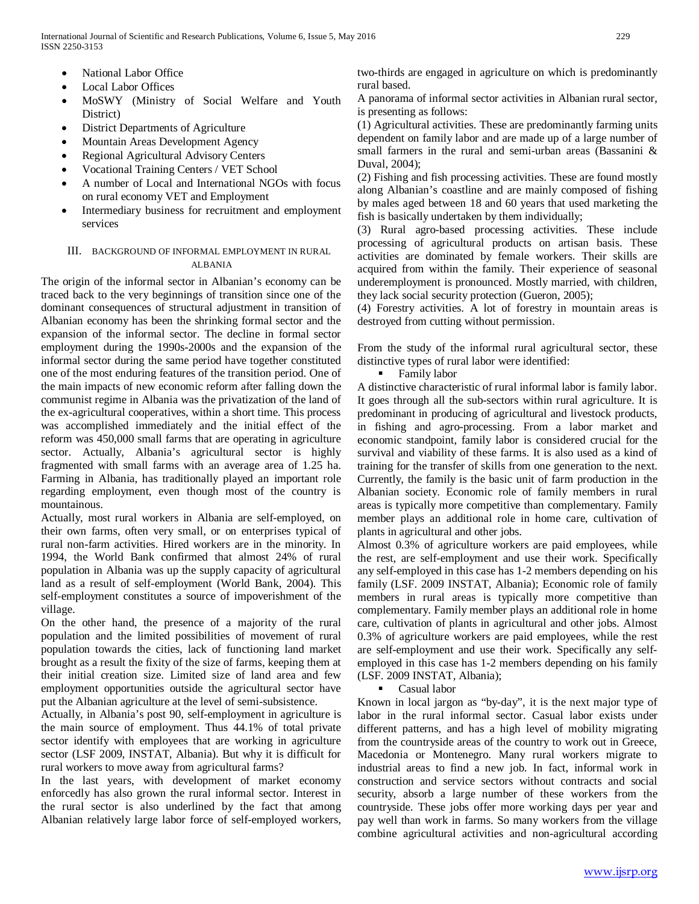- National Labor Office
- Local Labor Offices
- MoSWY (Ministry of Social Welfare and Youth District)
- District Departments of Agriculture
- Mountain Areas Development Agency
- Regional Agricultural Advisory Centers
- Vocational Training Centers / VET School
- A number of Local and International NGOs with focus on rural economy VET and Employment
- Intermediary business for recruitment and employment services

## III. BACKGROUND OF INFORMAL EMPLOYMENT IN RURAL ALBANIA

The origin of the informal sector in Albanian's economy can be traced back to the very beginnings of transition since one of the dominant consequences of structural adjustment in transition of Albanian economy has been the shrinking formal sector and the expansion of the informal sector. The decline in formal sector employment during the 1990s-2000s and the expansion of the informal sector during the same period have together constituted one of the most enduring features of the transition period. One of the main impacts of new economic reform after falling down the communist regime in Albania was the privatization of the land of the ex-agricultural cooperatives, within a short time. This process was accomplished immediately and the initial effect of the reform was 450,000 small farms that are operating in agriculture sector. Actually, Albania's agricultural sector is highly fragmented with small farms with an average area of 1.25 ha. Farming in Albania, has traditionally played an important role regarding employment, even though most of the country is mountainous.

Actually, most rural workers in Albania are self-employed, on their own farms, often very small, or on enterprises typical of rural non-farm activities. Hired workers are in the minority. In 1994, the World Bank confirmed that almost 24% of rural population in Albania was up the supply capacity of agricultural land as a result of self-employment (World Bank, 2004). This self-employment constitutes a source of impoverishment of the village.

On the other hand, the presence of a majority of the rural population and the limited possibilities of movement of rural population towards the cities, lack of functioning land market brought as a result the fixity of the size of farms, keeping them at their initial creation size. Limited size of land area and few employment opportunities outside the agricultural sector have put the Albanian agriculture at the level of semi-subsistence.

Actually, in Albania's post 90, self-employment in agriculture is the main source of employment. Thus 44.1% of total private sector identify with employees that are working in agriculture sector (LSF 2009, INSTAT, Albania). But why it is difficult for rural workers to move away from agricultural farms?

In the last years, with development of market economy enforcedly has also grown the rural informal sector. Interest in the rural sector is also underlined by the fact that among Albanian relatively large labor force of self-employed workers, two-thirds are engaged in agriculture on which is predominantly rural based.

A panorama of informal sector activities in Albanian rural sector, is presenting as follows:

(1) Agricultural activities. These are predominantly farming units dependent on family labor and are made up of a large number of small farmers in the rural and semi-urban areas (Bassanini & Duval, 2004);

(2) Fishing and fish processing activities. These are found mostly along Albanian's coastline and are mainly composed of fishing by males aged between 18 and 60 years that used marketing the fish is basically undertaken by them individually;

(3) Rural agro-based processing activities. These include processing of agricultural products on artisan basis. These activities are dominated by female workers. Their skills are acquired from within the family. Their experience of seasonal underemployment is pronounced. Mostly married, with children, they lack social security protection (Gueron, 2005);

(4) Forestry activities. A lot of forestry in mountain areas is destroyed from cutting without permission.

From the study of the informal rural agricultural sector, these distinctive types of rural labor were identified:

- Family labor

A distinctive characteristic of rural informal labor is family labor. It goes through all the sub-sectors within rural agriculture. It is predominant in producing of agricultural and livestock products, in fishing and agro-processing. From a labor market and economic standpoint, family labor is considered crucial for the survival and viability of these farms. It is also used as a kind of training for the transfer of skills from one generation to the next. Currently, the family is the basic unit of farm production in the Albanian society. Economic role of family members in rural areas is typically more competitive than complementary. Family member plays an additional role in home care, cultivation of plants in agricultural and other jobs.

Almost 0.3% of agriculture workers are paid employees, while the rest, are self-employment and use their work. Specifically any self-employed in this case has 1-2 members depending on his family (LSF. 2009 INSTAT, Albania); Economic role of family members in rural areas is typically more competitive than complementary. Family member plays an additional role in home care, cultivation of plants in agricultural and other jobs. Almost 0.3% of agriculture workers are paid employees, while the rest are self-employment and use their work. Specifically any self-employed in this case has 1-2 members depending on his family (LSF. 2009 INSTAT, Albania);

- Casual labor

Known in local jargon as "by-day", it is the next major type of labor in the rural informal sector. Casual labor exists under different patterns, and has a high level of mobility migrating from the countryside areas of the country to work out in Greece, Macedonia or Montenegro. Many rural workers migrate to industrial areas to find a new job. In fact, informal work in construction and service sectors without contracts and social security, absorb a large number of these workers from the countryside. These jobs offer more working days per year and pay well than work in farms. So many workers from the village combine agricultural activities and non-agricultural according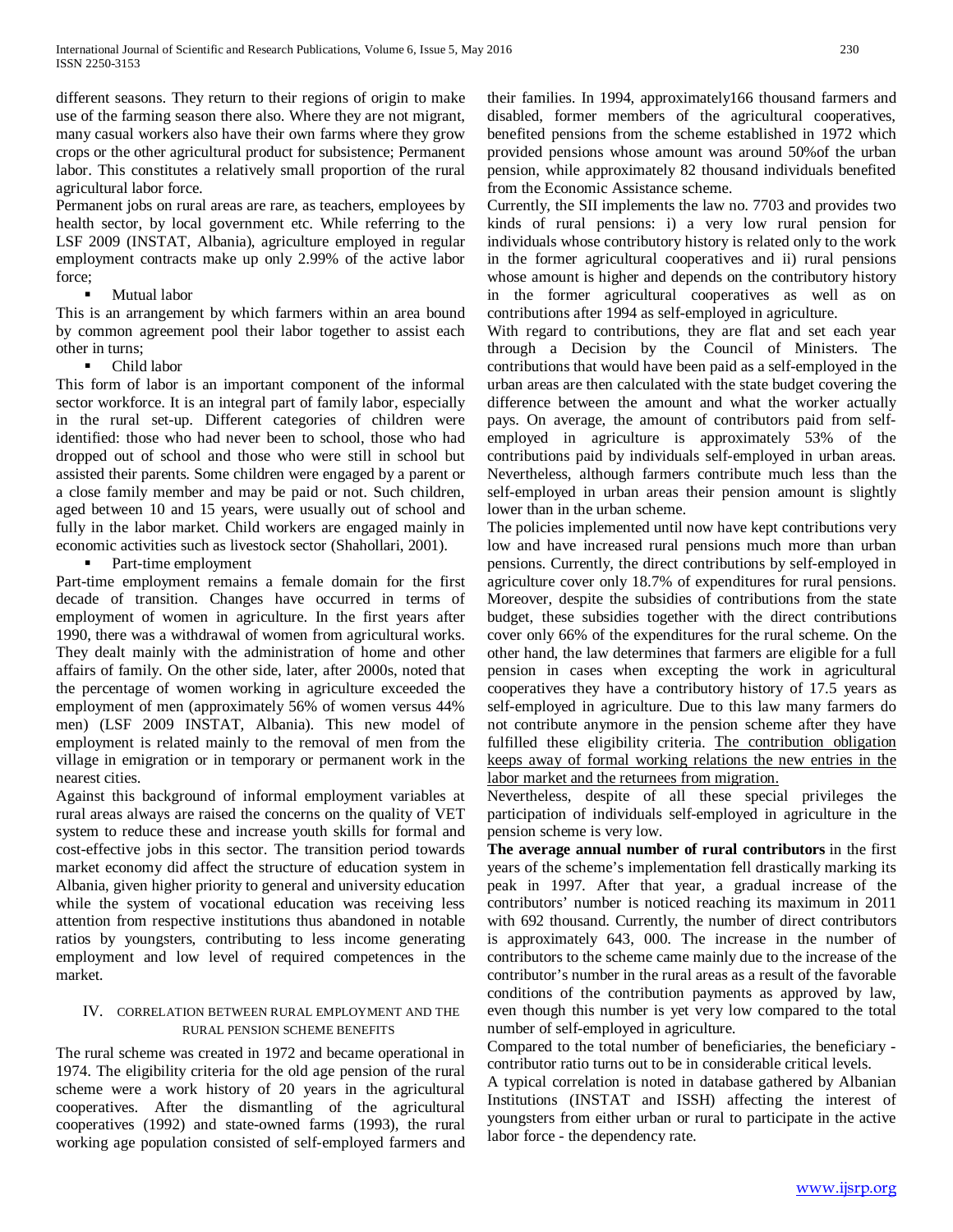different seasons. They return to their regions of origin to make use of the farming season there also. Where they are not migrant, many casual workers also have their own farms where they grow crops or the other agricultural product for subsistence; Permanent labor. This constitutes a relatively small proportion of the rural agricultural labor force.

Permanent jobs on rural areas are rare, as teachers, employees by health sector, by local government etc. While referring to the LSF 2009 (INSTAT, Albania), agriculture employed in regular employment contracts make up only 2.99% of the active labor force;

- Mutual labor

This is an arrangement by which farmers within an area bound by common agreement pool their labor together to assist each other in turns;

- Child labor

This form of labor is an important component of the informal sector workforce. It is an integral part of family labor, especially in the rural set-up. Different categories of children were identified: those who had never been to school, those who had dropped out of school and those who were still in school but assisted their parents. Some children were engaged by a parent or a close family member and may be paid or not. Such children, aged between 10 and 15 years, were usually out of school and fully in the labor market. Child workers are engaged mainly in economic activities such as livestock sector (Shahollari, 2001).

- Part-time employment

Part-time employment remains a female domain for the first decade of transition. Changes have occurred in terms of employment of women in agriculture. In the first years after 1990, there was a withdrawal of women from agricultural works. They dealt mainly with the administration of home and other affairs of family. On the other side, later, after 2000s, noted that the percentage of women working in agriculture exceeded the employment of men (approximately 56% of women versus 44% men) (LSF 2009 INSTAT, Albania). This new model of employment is related mainly to the removal of men from the village in emigration or in temporary or permanent work in the nearest cities.

Against this background of informal employment variables at rural areas always are raised the concerns on the quality of VET system to reduce these and increase youth skills for formal and cost-effective jobs in this sector. The transition period towards market economy did affect the structure of education system in Albania, given higher priority to general and university education while the system of vocational education was receiving less attention from respective institutions thus abandoned in notable ratios by youngsters, contributing to less income generating employment and low level of required competences in the market.

## IV. CORRELATION BETWEEN RURAL EMPLOYMENT AND THE RURAL PENSION SCHEME BENEFITS

The rural scheme was created in 1972 and became operational in 1974. The eligibility criteria for the old age pension of the rural scheme were a work history of 20 years in the agricultural cooperatives. After the dismantling of the agricultural cooperatives (1992) and state-owned farms (1993), the rural working age population consisted of self-employed farmers and their families. In 1994, approximately166 thousand farmers and disabled, former members of the agricultural cooperatives, benefited pensions from the scheme established in 1972 which provided pensions whose amount was around 50%of the urban pension, while approximately 82 thousand individuals benefited from the Economic Assistance scheme.

Currently, the SII implements the law no. 7703 and provides two kinds of rural pensions: i) a very low rural pension for individuals whose contributory history is related only to the work in the former agricultural cooperatives and ii) rural pensions whose amount is higher and depends on the contributory history in the former agricultural cooperatives as well as on contributions after 1994 as self-employed in agriculture.

With regard to contributions, they are flat and set each year through a Decision by the Council of Ministers. The contributions that would have been paid as a self-employed in the urban areas are then calculated with the state budget covering the difference between the amount and what the worker actually pays. On average, the amount of contributors paid from self-employed in agriculture is approximately 53% of the contributions paid by individuals self-employed in urban areas. Nevertheless, although farmers contribute much less than the self-employed in urban areas their pension amount is slightly lower than in the urban scheme.

The policies implemented until now have kept contributions very low and have increased rural pensions much more than urban pensions. Currently, the direct contributions by self-employed in agriculture cover only 18.7% of expenditures for rural pensions. Moreover, despite the subsidies of contributions from the state budget, these subsidies together with the direct contributions cover only 66% of the expenditures for the rural scheme. On the other hand, the law determines that farmers are eligible for a full pension in cases when excepting the work in agricultural cooperatives they have a contributory history of 17.5 years as self-employed in agriculture. Due to this law many farmers do not contribute anymore in the pension scheme after they have fulfilled these eligibility criteria. <u>The contribution obligation keeps away of formal working relations the new entries in the labor market and the returnees from migration.</u>

Nevertheless, despite of all these special privileges the participation of individuals self-employed in agriculture in the pension scheme is very low.

**The average annual number of rural contributors** in the first years of the scheme's implementation fell drastically marking its peak in 1997. After that year, a gradual increase of the contributors' number is noticed reaching its maximum in 2011 with 692 thousand. Currently, the number of direct contributors is approximately 643, 000. The increase in the number of contributors to the scheme came mainly due to the increase of the contributor's number in the rural areas as a result of the favorable conditions of the contribution payments as approved by law, even though this number is yet very low compared to the total number of self-employed in agriculture.

Compared to the total number of beneficiaries, the beneficiary - contributor ratio turns out to be in considerable critical levels.

A typical correlation is noted in database gathered by Albanian Institutions (INSTAT and ISSH) affecting the interest of youngsters from either urban or rural to participate in the active labor force - the dependency rate.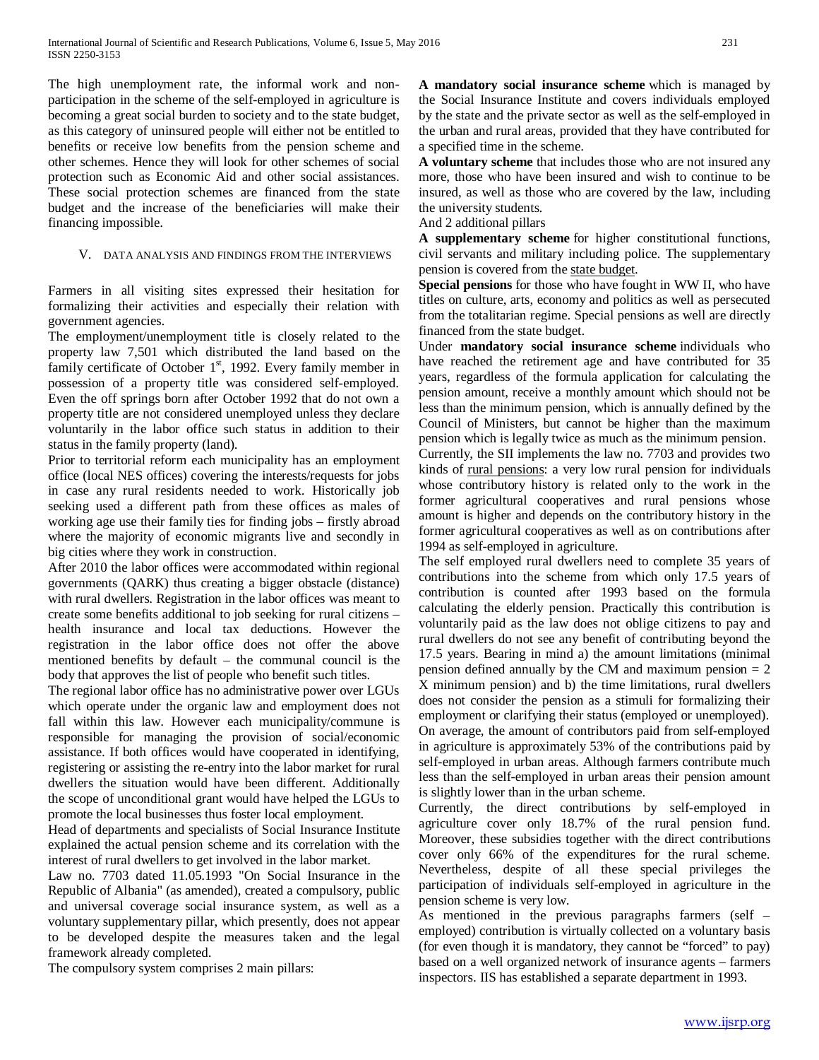The high unemployment rate, the informal work and non-participation in the scheme of the self-employed in agriculture is becoming a great social burden to society and to the state budget, as this category of uninsured people will either not be entitled to benefits or receive low benefits from the pension scheme and other schemes. Hence they will look for other schemes of social protection such as Economic Aid and other social assistances. These social protection schemes are financed from the state budget and the increase of the beneficiaries will make their financing impossible.

## V. Data Analysis and Findings from the Interviews

Farmers in all visiting sites expressed their hesitation for formalizing their activities and especially their relation with government agencies.

The employment/unemployment title is closely related to the property law 7,501 which distributed the land based on the family certificate of October 1st, 1992. Every family member in possession of a property title was considered self-employed. Even the off springs born after October 1992 that do not own a property title are not considered unemployed unless they declare voluntarily in the labor office such status in addition to their status in the family property (land).

Prior to territorial reform each municipality has an employment office (local NES offices) covering the interests/requests for jobs in case any rural residents needed to work. Historically job seeking used a different path from these offices as males of working age use their family ties for finding jobs – firstly abroad where the majority of economic migrants live and secondly in big cities where they work in construction.

After 2010 the labor offices were accommodated within regional governments (QARK) thus creating a bigger obstacle (distance) with rural dwellers. Registration in the labor offices was meant to create some benefits additional to job seeking for rural citizens – health insurance and local tax deductions. However the registration in the labor office does not offer the above mentioned benefits by default – the communal council is the body that approves the list of people who benefit such titles.

The regional labor office has no administrative power over LGUs which operate under the organic law and employment does not fall within this law. However each municipality/commune is responsible for managing the provision of social/economic assistance. If both offices would have cooperated in identifying, registering or assisting the re-entry into the labor market for rural dwellers the situation would have been different. Additionally the scope of unconditional grant would have helped the LGUs to promote the local businesses thus foster local employment.

Head of departments and specialists of Social Insurance Institute explained the actual pension scheme and its correlation with the interest of rural dwellers to get involved in the labor market.

Law no. 7703 dated 11.05.1993 "On Social Insurance in the Republic of Albania" (as amended), created a compulsory, public and universal coverage social insurance system, as well as a voluntary supplementary pillar, which presently, does not appear to be developed despite the measures taken and the legal framework already completed.

The compulsory system comprises 2 main pillars:

**A mandatory social insurance scheme** which is managed by the Social Insurance Institute and covers individuals employed by the state and the private sector as well as the self-employed in the urban and rural areas, provided that they have contributed for a specified time in the scheme.

**A voluntary scheme** that includes those who are not insured any more, those who have been insured and wish to continue to be insured, as well as those who are covered by the law, including the university students.

And 2 additional pillars

**A supplementary scheme** for higher constitutional functions, civil servants and military including police. The supplementary pension is covered from the state budget.

**Special pensions** for those who have fought in WW II, who have titles on culture, arts, economy and politics as well as persecuted from the totalitarian regime. Special pensions as well are directly financed from the state budget.

Under **mandatory social insurance scheme** individuals who have reached the retirement age and have contributed for 35 years, regardless of the formula application for calculating the pension amount, receive a monthly amount which should not be less than the minimum pension, which is annually defined by the Council of Ministers, but cannot be higher than the maximum pension which is legally twice as much as the minimum pension.

Currently, the SII implements the law no. 7703 and provides two kinds of rural pensions: a very low rural pension for individuals whose contributory history is related only to the work in the former agricultural cooperatives and rural pensions whose amount is higher and depends on the contributory history in the former agricultural cooperatives as well as on contributions after 1994 as self-employed in agriculture.

The self employed rural dwellers need to complete 35 years of contributions into the scheme from which only 17.5 years of contribution is counted after 1993 based on the formula calculating the elderly pension. Practically this contribution is voluntarily paid as the law does not oblige citizens to pay and rural dwellers do not see any benefit of contributing beyond the 17.5 years. Bearing in mind a) the amount limitations (minimal pension defined annually by the CM and maximum pension = 2 X minimum pension) and b) the time limitations, rural dwellers does not consider the pension as a stimuli for formalizing their employment or clarifying their status (employed or unemployed).

On average, the amount of contributors paid from self-employed in agriculture is approximately 53% of the contributions paid by self-employed in urban areas. Although farmers contribute much less than the self-employed in urban areas their pension amount is slightly lower than in the urban scheme.

Currently, the direct contributions by self-employed in agriculture cover only 18.7% of the rural pension fund. Moreover, these subsidies together with the direct contributions cover only 66% of the expenditures for the rural scheme. Nevertheless, despite of all these special privileges the participation of individuals self-employed in agriculture in the pension scheme is very low.

As mentioned in the previous paragraphs farmers (self – employed) contribution is virtually collected on a voluntary basis (for even though it is mandatory, they cannot be "forced" to pay) based on a well organized network of insurance agents – farmers inspectors. IIS has established a separate department in 1993.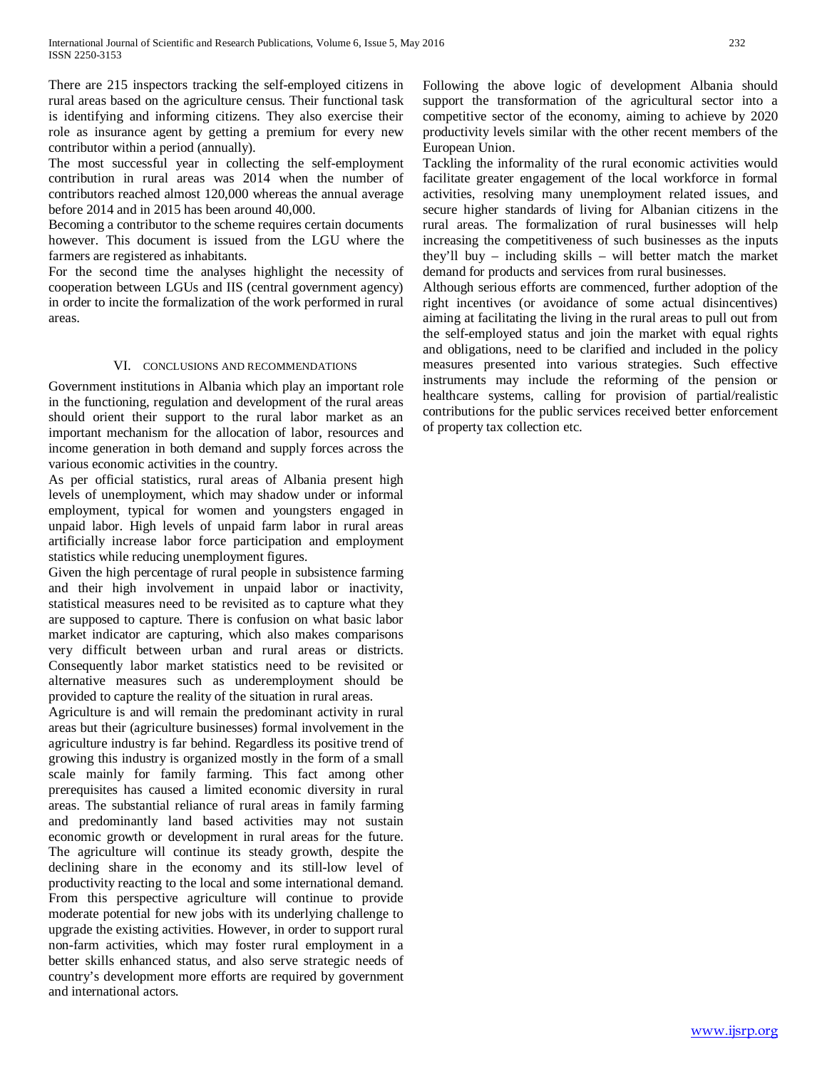There are 215 inspectors tracking the self-employed citizens in rural areas based on the agriculture census. Their functional task is identifying and informing citizens. They also exercise their role as insurance agent by getting a premium for every new contributor within a period (annually).

The most successful year in collecting the self-employment contribution in rural areas was 2014 when the number of contributors reached almost 120,000 whereas the annual average before 2014 and in 2015 has been around 40,000.

Becoming a contributor to the scheme requires certain documents however. This document is issued from the LGU where the farmers are registered as inhabitants.

For the second time the analyses highlight the necessity of cooperation between LGUs and IIS (central government agency) in order to incite the formalization of the work performed in rural areas.

## VI. Conclusions and Recommendations

Government institutions in Albania which play an important role in the functioning, regulation and development of the rural areas should orient their support to the rural labor market as an important mechanism for the allocation of labor, resources and income generation in both demand and supply forces across the various economic activities in the country.

As per official statistics, rural areas of Albania present high levels of unemployment, which may shadow under or informal employment, typical for women and youngsters engaged in unpaid labor. High levels of unpaid farm labor in rural areas artificially increase labor force participation and employment statistics while reducing unemployment figures.

Given the high percentage of rural people in subsistence farming and their high involvement in unpaid labor or inactivity, statistical measures need to be revisited as to capture what they are supposed to capture. There is confusion on what basic labor market indicator are capturing, which also makes comparisons very difficult between urban and rural areas or districts. Consequently labor market statistics need to be revisited or alternative measures such as underemployment should be provided to capture the reality of the situation in rural areas.

Agriculture is and will remain the predominant activity in rural areas but their (agriculture businesses) formal involvement in the agriculture industry is far behind. Regardless its positive trend of growing this industry is organized mostly in the form of a small scale mainly for family farming. This fact among other prerequisites has caused a limited economic diversity in rural areas. The substantial reliance of rural areas in family farming and predominantly land based activities may not sustain economic growth or development in rural areas for the future. The agriculture will continue its steady growth, despite the declining share in the economy and its still-low level of productivity reacting to the local and some international demand. From this perspective agriculture will continue to provide moderate potential for new jobs with its underlying challenge to upgrade the existing activities. However, in order to support rural non-farm activities, which may foster rural employment in a better skills enhanced status, and also serve strategic needs of country's development more efforts are required by government and international actors.

Following the above logic of development Albania should support the transformation of the agricultural sector into a competitive sector of the economy, aiming to achieve by 2020 productivity levels similar with the other recent members of the European Union.

Tackling the informality of the rural economic activities would facilitate greater engagement of the local workforce in formal activities, resolving many unemployment related issues, and secure higher standards of living for Albanian citizens in the rural areas. The formalization of rural businesses will help increasing the competitiveness of such businesses as the inputs they'll buy – including skills – will better match the market demand for products and services from rural businesses.

Although serious efforts are commenced, further adoption of the right incentives (or avoidance of some actual disincentives) aiming at facilitating the living in the rural areas to pull out from the self-employed status and join the market with equal rights and obligations, need to be clarified and included in the policy measures presented into various strategies. Such effective instruments may include the reforming of the pension or healthcare systems, calling for provision of partial/realistic contributions for the public services received better enforcement of property tax collection etc.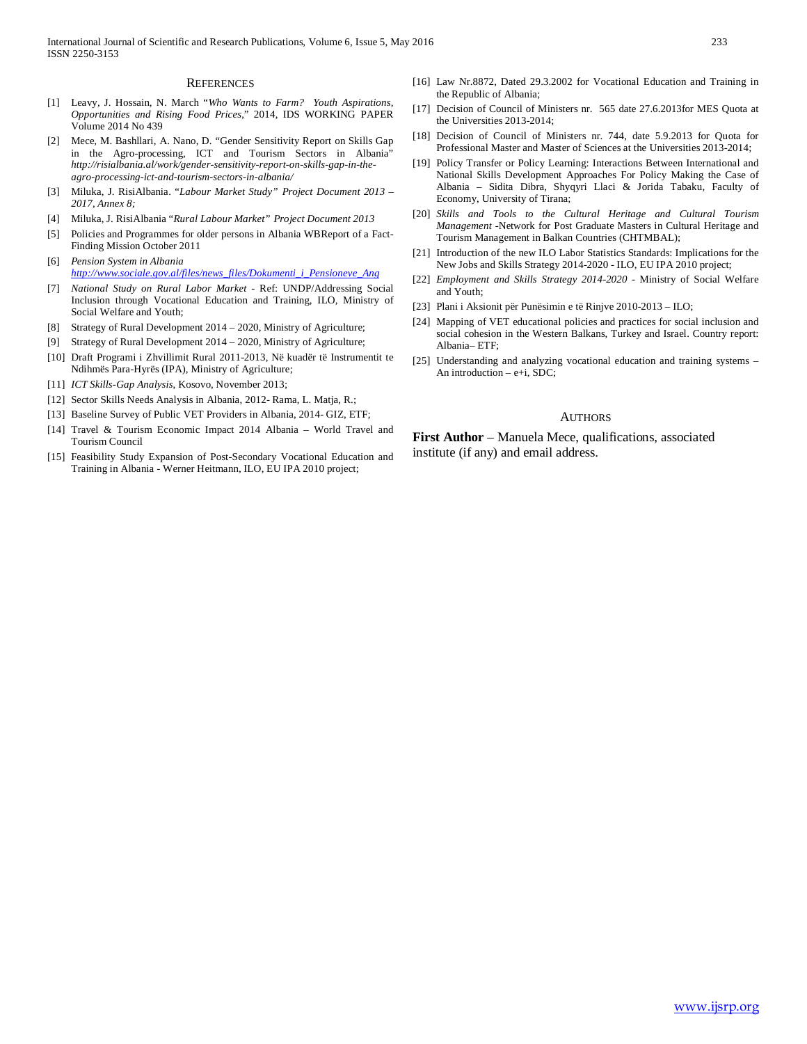## REFERENCES

[1] Leavy, J. Hossain, N. March "*Who Wants to Farm? Youth Aspirations, Opportunities and Rising Food Prices*," 2014, IDS WORKING PAPER Volume 2014 No 439

[2] Mece, M. Bashllari, A. Nano, D. "Gender Sensitivity Report on Skills Gap in the Agro-processing, ICT and Tourism Sectors in Albania" *http://risialbania.al/work/gender-sensitivity-report-on-skills-gap-in-the-agro-processing-ict-and-tourism-sectors-in-albania/*

[3] Miluka, J. RisiAlbania. "*Labour Market Study" Project Document 2013 – 2017, Annex 8;*

[4] Miluka, J. RisiAlbania "*Rural Labour Market" Project Document 2013*

[5] Policies and Programmes for older persons in Albania WBReport of a Fact-Finding Mission October 2011

[6] *Pension System in Albania* *http://www.sociale.gov.al/files/news_files/Dokumenti_i_Pensioneve_Ang*

[7] *National Study on Rural Labor Market* - Ref: UNDP/Addressing Social Inclusion through Vocational Education and Training, ILO, Ministry of Social Welfare and Youth;

[8] Strategy of Rural Development 2014 – 2020, Ministry of Agriculture;

[9] Strategy of Rural Development 2014 – 2020, Ministry of Agriculture;

[10] Draft Programi i Zhvillimit Rural 2011-2013, Në kuadër të Instrumentit te Ndihmës Para-Hyrës (IPA), Ministry of Agriculture;

[11] *ICT Skills-Gap Analysis*, Kosovo, November 2013;

[12] Sector Skills Needs Analysis in Albania, 2012- Rama, L. Matja, R.;

[13] Baseline Survey of Public VET Providers in Albania, 2014- GIZ, ETF;

[14] Travel & Tourism Economic Impact 2014 Albania – World Travel and Tourism Council

[15] Feasibility Study Expansion of Post-Secondary Vocational Education and Training in Albania - Werner Heitmann, ILO, EU IPA 2010 project;

[16] Law Nr.8872, Dated 29.3.2002 for Vocational Education and Training in the Republic of Albania;

[17] Decision of Council of Ministers nr. 565 date 27.6.2013for MES Quota at the Universities 2013-2014;

[18] Decision of Council of Ministers nr. 744, date 5.9.2013 for Quota for Professional Master and Master of Sciences at the Universities 2013-2014;

[19] Policy Transfer or Policy Learning: Interactions Between International and National Skills Development Approaches For Policy Making the Case of Albania – Sidita Dibra, Shyqyri Llaci & Jorida Tabaku, Faculty of Economy, University of Tirana;

[20] *Skills and Tools to the Cultural Heritage and Cultural Tourism Management* -Network for Post Graduate Masters in Cultural Heritage and Tourism Management in Balkan Countries (CHTMBAL);

[21] Introduction of the new ILO Labor Statistics Standards: Implications for the New Jobs and Skills Strategy 2014-2020 - ILO, EU IPA 2010 project;

[22] *Employment and Skills Strategy 2014-2020* - Ministry of Social Welfare and Youth;

[23] Plani i Aksionit për Punësimin e të Rinjve 2010-2013 – ILO;

[24] Mapping of VET educational policies and practices for social inclusion and social cohesion in the Western Balkans, Turkey and Israel. Country report: Albania– ETF;

[25] Understanding and analyzing vocational education and training systems – An introduction – e+i, SDC;

## AUTHORS

**First Author** – Manuela Mece, qualifications, associated institute (if any) and email address.